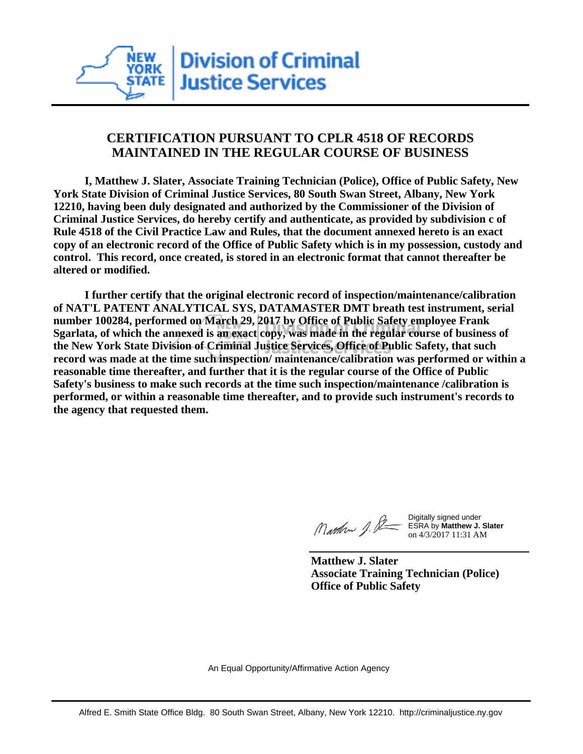New York State Division of Criminal Justice Services

## CERTIFICATION PURSUANT TO CPLR 4518 OF RECORDS MAINTAINED IN THE REGULAR COURSE OF BUSINESS

**I, Matthew J. Slater, Associate Training Technician (Police), Office of Public Safety, New York State Division of Criminal Justice Services, 80 South Swan Street, Albany, New York 12210, having been duly designated and authorized by the Commissioner of the Division of Criminal Justice Services, do hereby certify and authenticate, as provided by subdivision c of Rule 4518 of the Civil Practice Law and Rules, that the document annexed hereto is an exact copy of an electronic record of the Office of Public Safety which is in my possession, custody and control. This record, once created, is stored in an electronic format that cannot thereafter be altered or modified.**

**I further certify that the original electronic record of inspection/maintenance/calibration of NAT'L PATENT ANALYTICAL SYS, DATAMASTER DMT breath test instrument, serial number 100284, performed on March 29, 2017 by Office of Public Safety employee Frank Sgarlata, of which the annexed is an exact copy, was made in the regular course of business of the New York State Division of Criminal Justice Services, Office of Public Safety, that such record was made at the time such inspection/ maintenance/calibration was performed or within a reasonable time thereafter, and further that it is the regular course of the Office of Public Safety's business to make such records at the time such inspection/maintenance /calibration is performed, or within a reasonable time thereafter, and to provide such instrument's records to the agency that requested them.**

Digitally signed under ESRA by **Matthew J. Slater** on 4/3/2017 11:31 AM

**Matthew J. Slater**
**Associate Training Technician (Police)**
**Office of Public Safety**

An Equal Opportunity/Affirmative Action Agency

Alfred E. Smith State Office Bldg. 80 South Swan Street, Albany, New York 12210. http://criminaljustice.ny.gov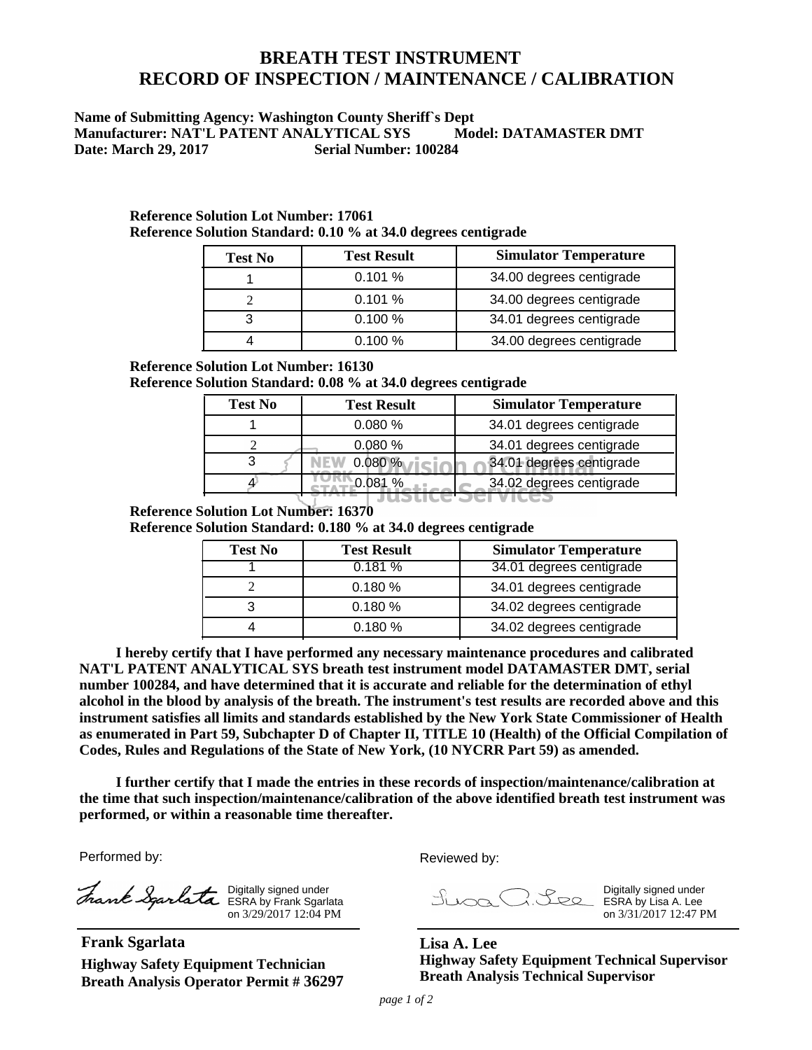# BREATH TEST INSTRUMENT
# RECORD OF INSPECTION / MAINTENANCE / CALIBRATION

**Name of Submitting Agency: Washington County Sheriff`s Dept**
**Manufacturer: NAT'L PATENT ANALYTICAL SYS Model: DATAMASTER DMT**
**Date: March 29, 2017 Serial Number: 100284**

**Reference Solution Lot Number: 17061**
**Reference Solution Standard: 0.10 % at 34.0 degrees centigrade**

| Test No | Test Result | Simulator Temperature |
|---|---|---|
| 1 | 0.101 % | 34.00 degrees centigrade |
| 2 | 0.101 % | 34.00 degrees centigrade |
| 3 | 0.100 % | 34.01 degrees centigrade |
| 4 | 0.100 % | 34.00 degrees centigrade |

**Reference Solution Lot Number: 16130**
**Reference Solution Standard: 0.08 % at 34.0 degrees centigrade**

| Test No | Test Result | Simulator Temperature |
|---|---|---|
| 1 | 0.080 % | 34.01 degrees centigrade |
| 2 | 0.080 % | 34.01 degrees centigrade |
| 3 | 0.080 % | 34.01 degrees centigrade |
| 4 | 0.081 % | 34.02 degrees centigrade |

**Reference Solution Lot Number: 16370**
**Reference Solution Standard: 0.180 % at 34.0 degrees centigrade**

| Test No | Test Result | Simulator Temperature |
|---|---|---|
| 1 | 0.181 % | 34.01 degrees centigrade |
| 2 | 0.180 % | 34.01 degrees centigrade |
| 3 | 0.180 % | 34.02 degrees centigrade |
| 4 | 0.180 % | 34.02 degrees centigrade |

**I hereby certify that I have performed any necessary maintenance procedures and calibrated NAT'L PATENT ANALYTICAL SYS breath test instrument model DATAMASTER DMT, serial number 100284, and have determined that it is accurate and reliable for the determination of ethyl alcohol in the blood by analysis of the breath. The instrument's test results are recorded above and this instrument satisfies all limits and standards established by the New York State Commissioner of Health as enumerated in Part 59, Subchapter D of Chapter II, TITLE 10 (Health) of the Official Compilation of Codes, Rules and Regulations of the State of New York, (10 NYCRR Part 59) as amended.**

**I further certify that I made the entries in these records of inspection/maintenance/calibration at the time that such inspection/maintenance/calibration of the above identified breath test instrument was performed, or within a reasonable time thereafter.**

Performed by:

Frank Sgarlata — Digitally signed under ESRA by Frank Sgarlata on 3/29/2017 12:04 PM

**Frank Sgarlata**
**Highway Safety Equipment Technician**
**Breath Analysis Operator Permit # 36297**

Reviewed by:

Lisa A. Lee — Digitally signed under ESRA by Lisa A. Lee on 3/31/2017 12:47 PM

**Lisa A. Lee**
**Highway Safety Equipment Technical Supervisor**
**Breath Analysis Technical Supervisor**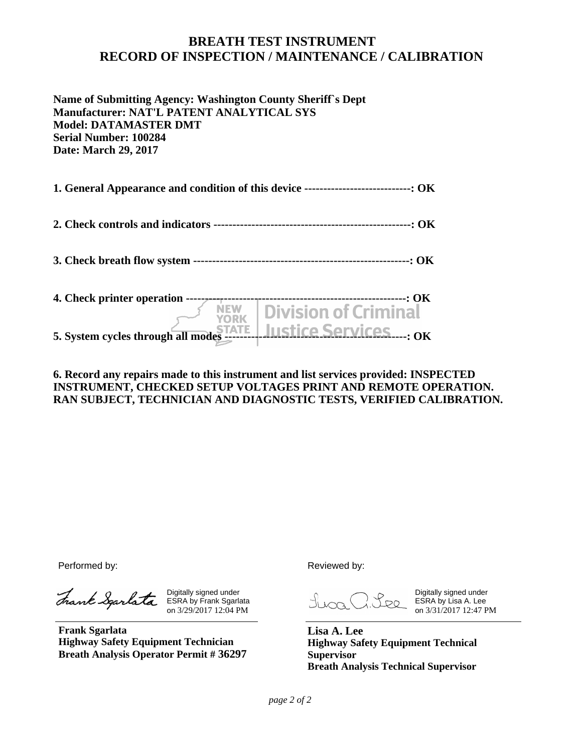# BREATH TEST INSTRUMENT
# RECORD OF INSPECTION / MAINTENANCE / CALIBRATION

**Name of Submitting Agency: Washington County Sheriff`s Dept**
**Manufacturer: NAT'L PATENT ANALYTICAL SYS**
**Model: DATAMASTER DMT**
**Serial Number: 100284**
**Date: March 29, 2017**

**1. General Appearance and condition of this device ----------------------------: OK**

**2. Check controls and indicators ---------------------------------------------------: OK**

**3. Check breath flow system --------------------------------------------------------: OK**

**4. Check printer operation ----------------------------------------------------------: OK**

**5. System cycles through all modes ------------------------------------------------: OK**

**6. Record any repairs made to this instrument and list services provided: INSPECTED INSTRUMENT, CHECKED SETUP VOLTAGES PRINT AND REMOTE OPERATION. RAN SUBJECT, TECHNICIAN AND DIAGNOSTIC TESTS, VERIFIED CALIBRATION.**

Performed by:

Digitally signed under ESRA by Frank Sgarlata on 3/29/2017 12:04 PM

**Frank Sgarlata**
**Highway Safety Equipment Technician**
**Breath Analysis Operator Permit # 36297**

Reviewed by:

Digitally signed under ESRA by Lisa A. Lee on 3/31/2017 12:47 PM

**Lisa A. Lee**
**Highway Safety Equipment Technical Supervisor**
**Breath Analysis Technical Supervisor**